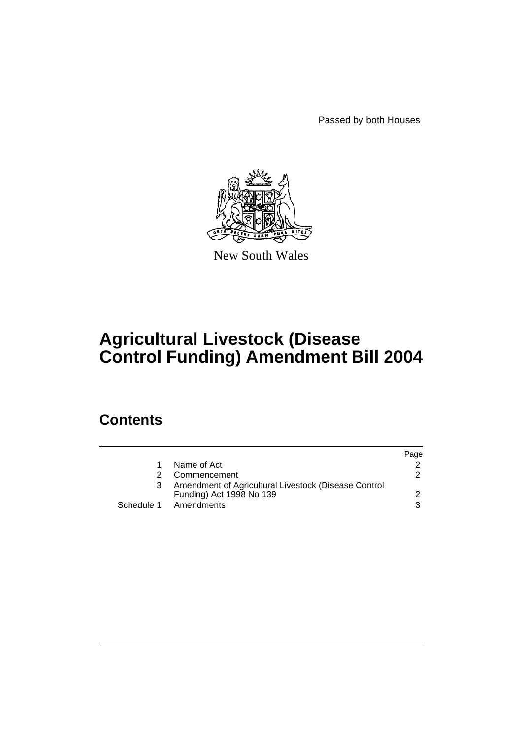Passed by both Houses

New South Wales

# Agricultural Livestock (Disease Control Funding) Amendment Bill 2004

## Contents

| | | Page |
|---|---|---|
| 1 | Name of Act | 2 |
| 2 | Commencement | 2 |
| 3 | Amendment of Agricultural Livestock (Disease Control Funding) Act 1998 No 139 | 2 |
| Schedule 1 | Amendments | 3 |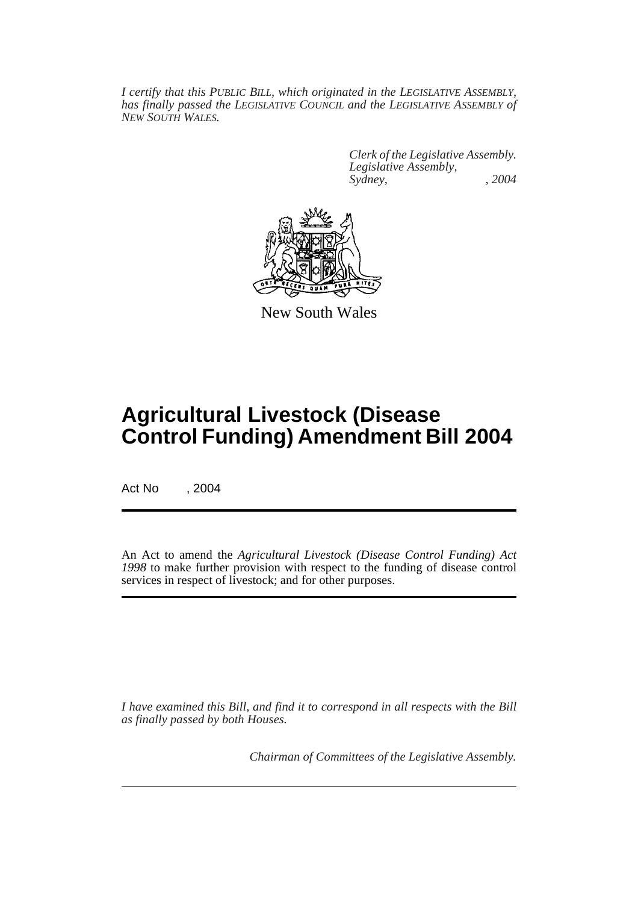*I certify that this PUBLIC BILL, which originated in the LEGISLATIVE ASSEMBLY, has finally passed the LEGISLATIVE COUNCIL and the LEGISLATIVE ASSEMBLY of NEW SOUTH WALES.*

*Clerk of the Legislative Assembly.*
*Legislative Assembly,*
*Sydney, , 2004*

New South Wales

# Agricultural Livestock (Disease Control Funding) Amendment Bill 2004

Act No , 2004

An Act to amend the *Agricultural Livestock (Disease Control Funding) Act 1998* to make further provision with respect to the funding of disease control services in respect of livestock; and for other purposes.

*I have examined this Bill, and find it to correspond in all respects with the Bill as finally passed by both Houses.*

*Chairman of Committees of the Legislative Assembly.*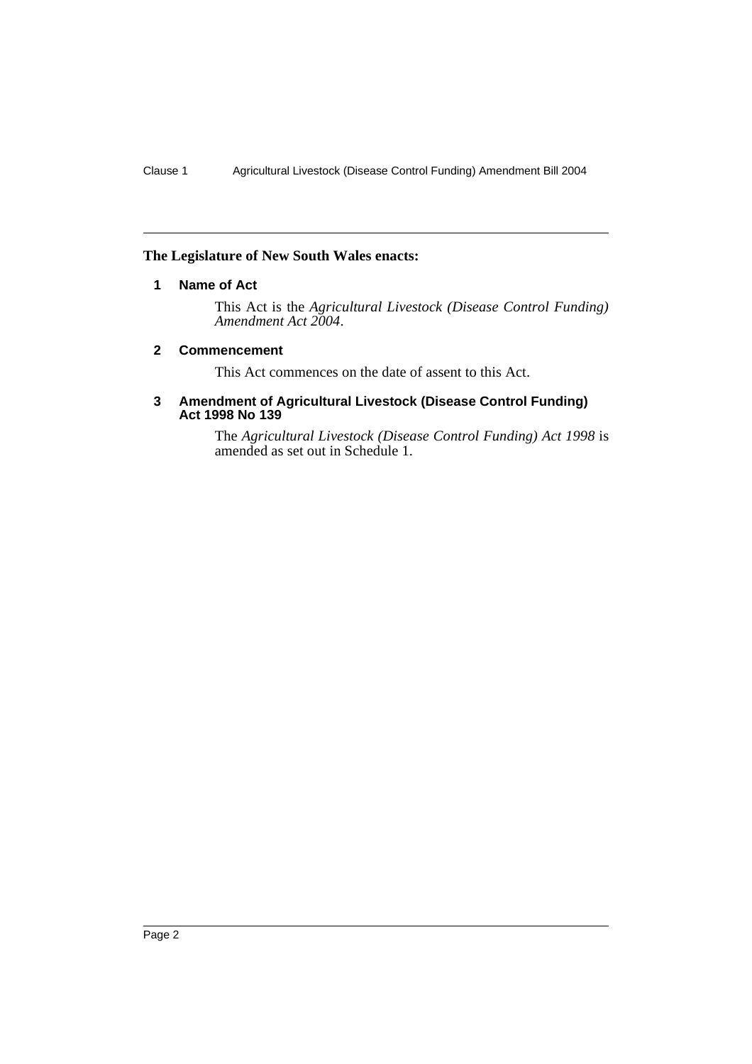**The Legislature of New South Wales enacts:**

## 1 Name of Act

This Act is the *Agricultural Livestock (Disease Control Funding) Amendment Act 2004*.

## 2 Commencement

This Act commences on the date of assent to this Act.

## 3 Amendment of Agricultural Livestock (Disease Control Funding) Act 1998 No 139

The *Agricultural Livestock (Disease Control Funding) Act 1998* is amended as set out in Schedule 1.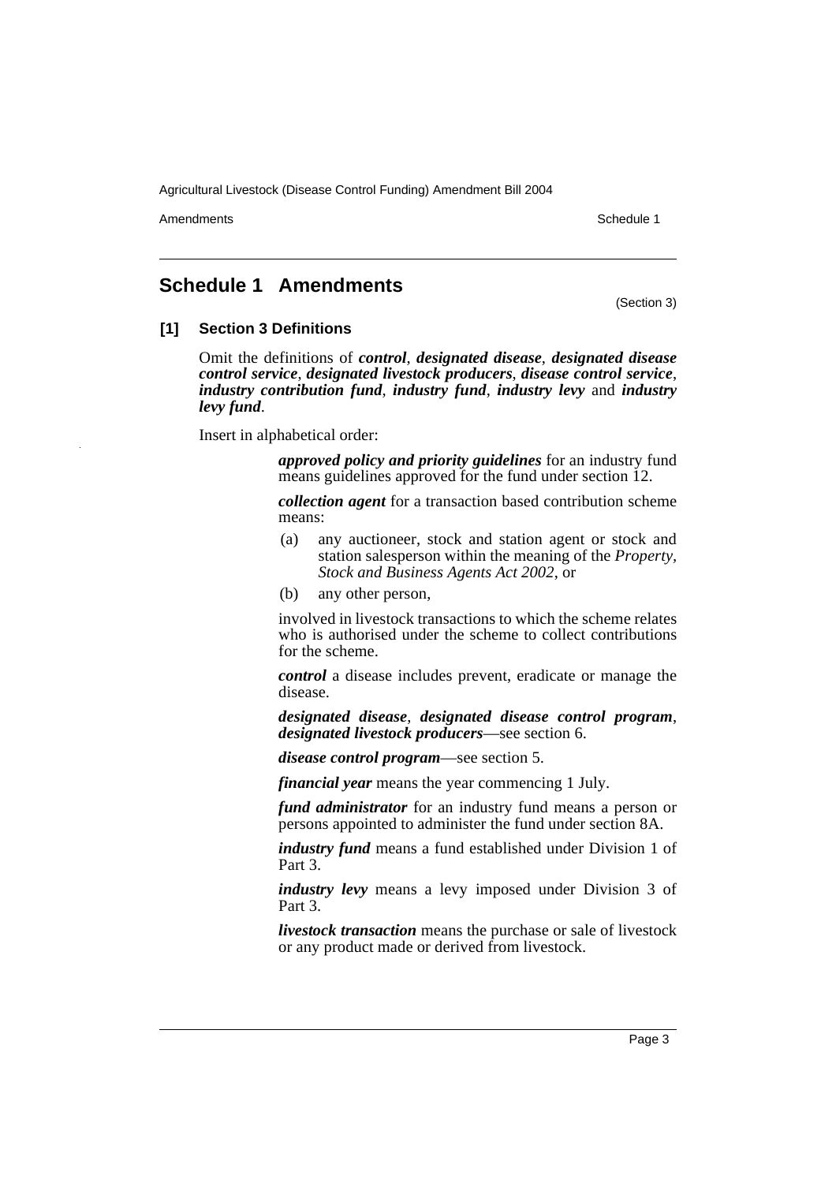## Schedule 1 Amendments

(Section 3)

### [1] Section 3 Definitions

Omit the definitions of ***control***, ***designated disease***, ***designated disease control service***, ***designated livestock producers***, ***disease control service***, ***industry contribution fund***, ***industry fund***, ***industry levy*** and ***industry levy fund***.

Insert in alphabetical order:

> ***approved policy and priority guidelines*** for an industry fund means guidelines approved for the fund under section 12.
>
> ***collection agent*** for a transaction based contribution scheme means:
>
> (a) any auctioneer, stock and station agent or stock and station salesperson within the meaning of the *Property, Stock and Business Agents Act 2002*, or
>
> (b) any other person,
>
> involved in livestock transactions to which the scheme relates who is authorised under the scheme to collect contributions for the scheme.
>
> ***control*** a disease includes prevent, eradicate or manage the disease.
>
> ***designated disease***, ***designated disease control program***, ***designated livestock producers***—see section 6.
>
> ***disease control program***—see section 5.
>
> ***financial year*** means the year commencing 1 July.
>
> ***fund administrator*** for an industry fund means a person or persons appointed to administer the fund under section 8A.
>
> ***industry fund*** means a fund established under Division 1 of Part 3.
>
> ***industry levy*** means a levy imposed under Division 3 of Part 3.
>
> ***livestock transaction*** means the purchase or sale of livestock or any product made or derived from livestock.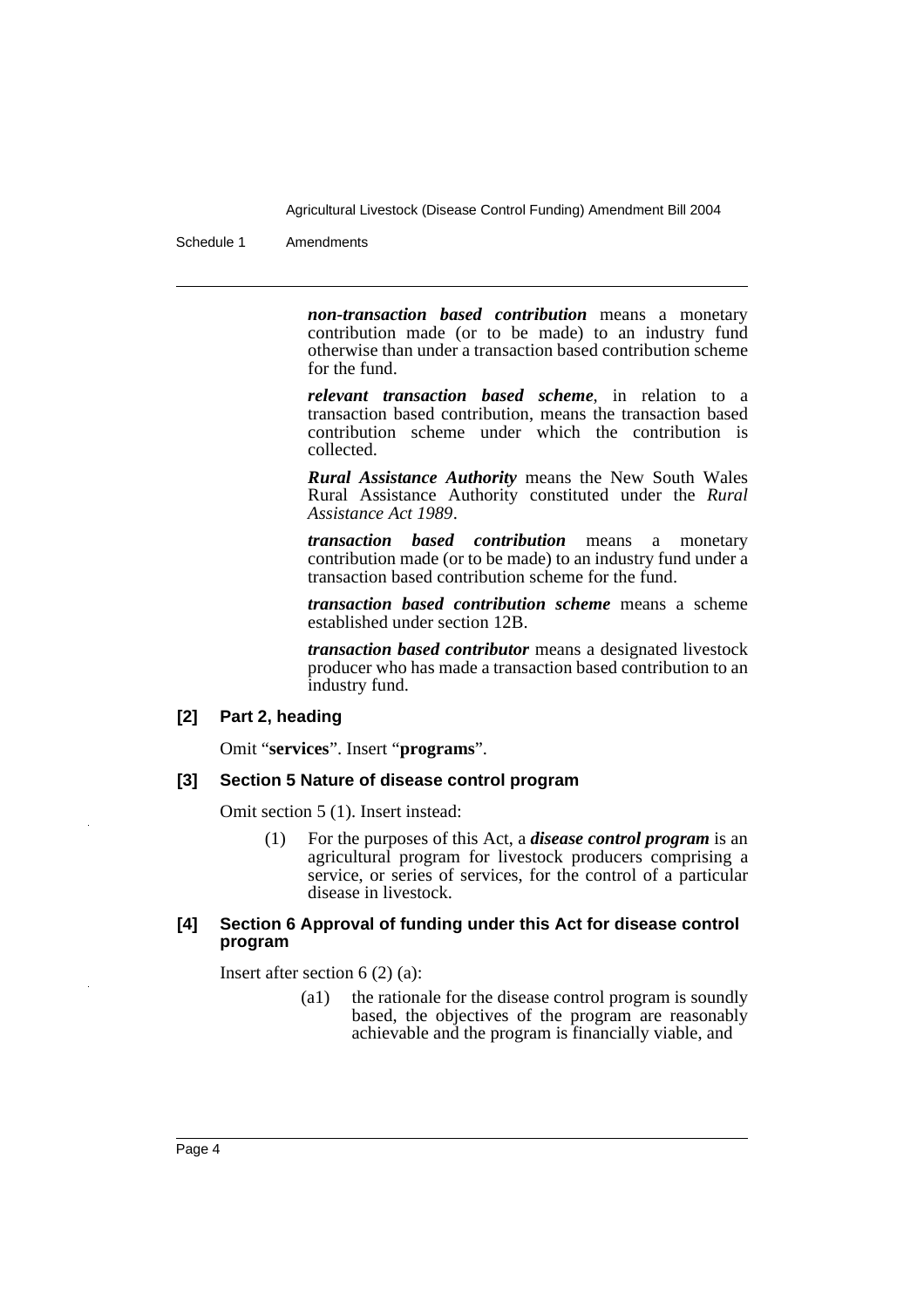***non-transaction based contribution*** means a monetary contribution made (or to be made) to an industry fund otherwise than under a transaction based contribution scheme for the fund.

***relevant transaction based scheme***, in relation to a transaction based contribution, means the transaction based contribution scheme under which the contribution is collected.

***Rural Assistance Authority*** means the New South Wales Rural Assistance Authority constituted under the *Rural Assistance Act 1989*.

***transaction based contribution*** means a monetary contribution made (or to be made) to an industry fund under a transaction based contribution scheme for the fund.

***transaction based contribution scheme*** means a scheme established under section 12B.

***transaction based contributor*** means a designated livestock producer who has made a transaction based contribution to an industry fund.

**[2] Part 2, heading**

Omit "**services**". Insert "**programs**".

**[3] Section 5 Nature of disease control program**

Omit section 5 (1). Insert instead:

(1) For the purposes of this Act, a ***disease control program*** is an agricultural program for livestock producers comprising a service, or series of services, for the control of a particular disease in livestock.

**[4] Section 6 Approval of funding under this Act for disease control program**

Insert after section 6 (2) (a):

(a1) the rationale for the disease control program is soundly based, the objectives of the program are reasonably achievable and the program is financially viable, and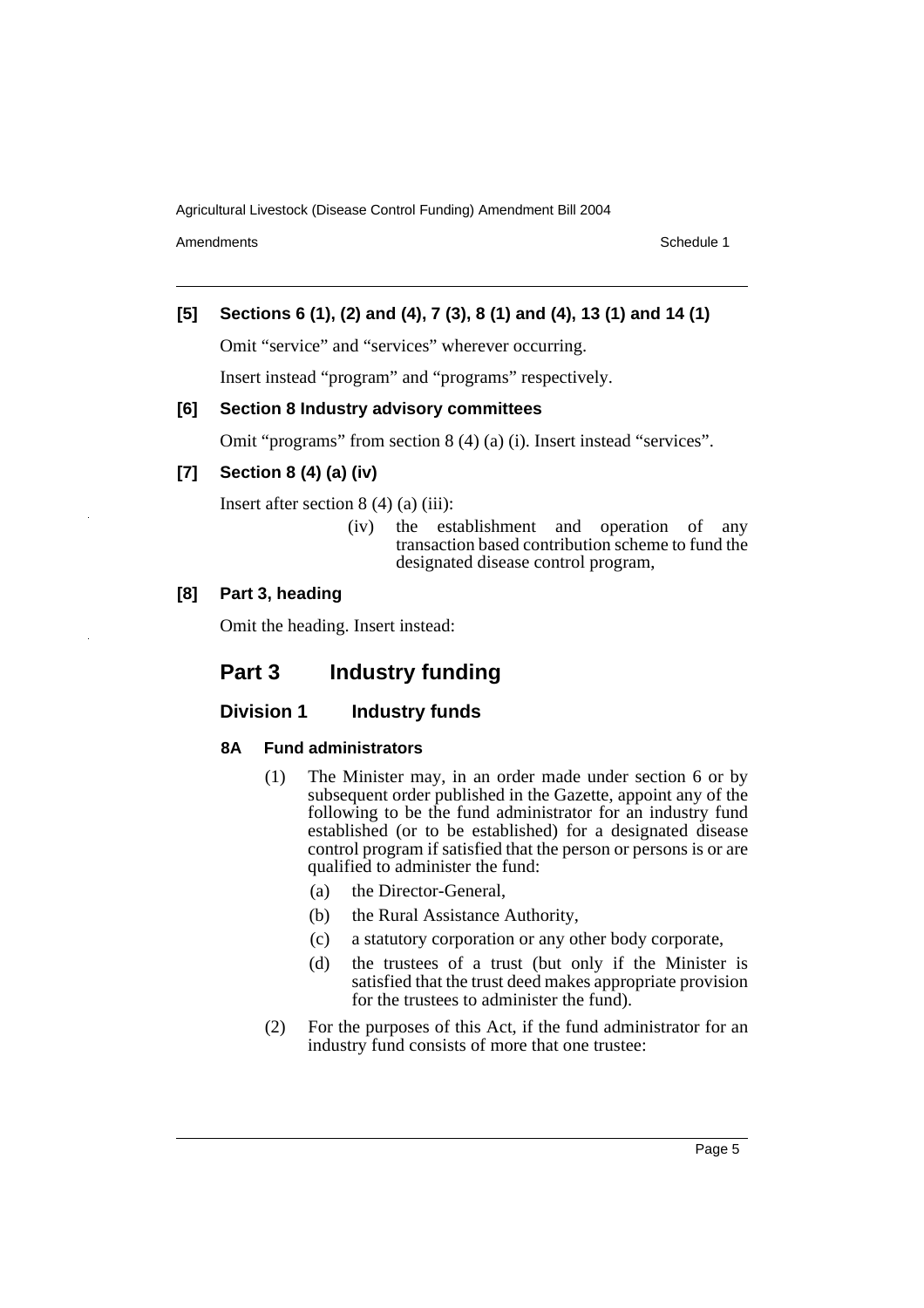**[5] Sections 6 (1), (2) and (4), 7 (3), 8 (1) and (4), 13 (1) and 14 (1)**

Omit "service" and "services" wherever occurring.

Insert instead "program" and "programs" respectively.

**[6] Section 8 Industry advisory committees**

Omit "programs" from section 8 (4) (a) (i). Insert instead "services".

**[7] Section 8 (4) (a) (iv)**

Insert after section 8 (4) (a) (iii):

> (iv) the establishment and operation of any transaction based contribution scheme to fund the designated disease control program,

**[8] Part 3, heading**

Omit the heading. Insert instead:

## Part 3 Industry funding

### Division 1 Industry funds

#### 8A Fund administrators

(1) The Minister may, in an order made under section 6 or by subsequent order published in the Gazette, appoint any of the following to be the fund administrator for an industry fund established (or to be established) for a designated disease control program if satisfied that the person or persons is or are qualified to administer the fund:

- (a) the Director-General,
- (b) the Rural Assistance Authority,
- (c) a statutory corporation or any other body corporate,
- (d) the trustees of a trust (but only if the Minister is satisfied that the trust deed makes appropriate provision for the trustees to administer the fund).

(2) For the purposes of this Act, if the fund administrator for an industry fund consists of more that one trustee: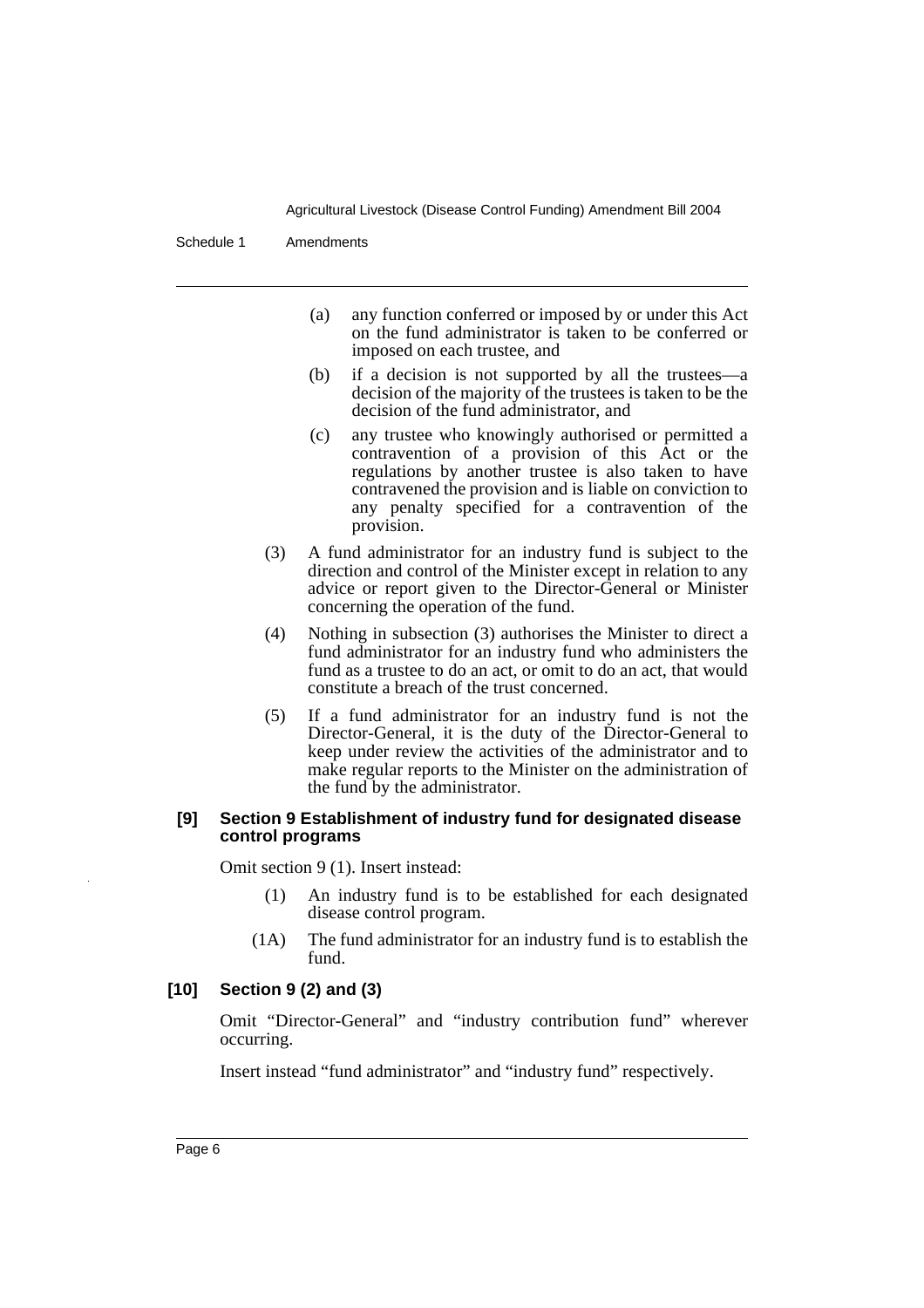(a) any function conferred or imposed by or under this Act on the fund administrator is taken to be conferred or imposed on each trustee, and

(b) if a decision is not supported by all the trustees—a decision of the majority of the trustees is taken to be the decision of the fund administrator, and

(c) any trustee who knowingly authorised or permitted a contravention of a provision of this Act or the regulations by another trustee is also taken to have contravened the provision and is liable on conviction to any penalty specified for a contravention of the provision.

(3) A fund administrator for an industry fund is subject to the direction and control of the Minister except in relation to any advice or report given to the Director-General or Minister concerning the operation of the fund.

(4) Nothing in subsection (3) authorises the Minister to direct a fund administrator for an industry fund who administers the fund as a trustee to do an act, or omit to do an act, that would constitute a breach of the trust concerned.

(5) If a fund administrator for an industry fund is not the Director-General, it is the duty of the Director-General to keep under review the activities of the administrator and to make regular reports to the Minister on the administration of the fund by the administrator.

**[9] Section 9 Establishment of industry fund for designated disease control programs**

Omit section 9 (1). Insert instead:

(1) An industry fund is to be established for each designated disease control program.

(1A) The fund administrator for an industry fund is to establish the fund.

**[10] Section 9 (2) and (3)**

Omit "Director-General" and "industry contribution fund" wherever occurring.

Insert instead "fund administrator" and "industry fund" respectively.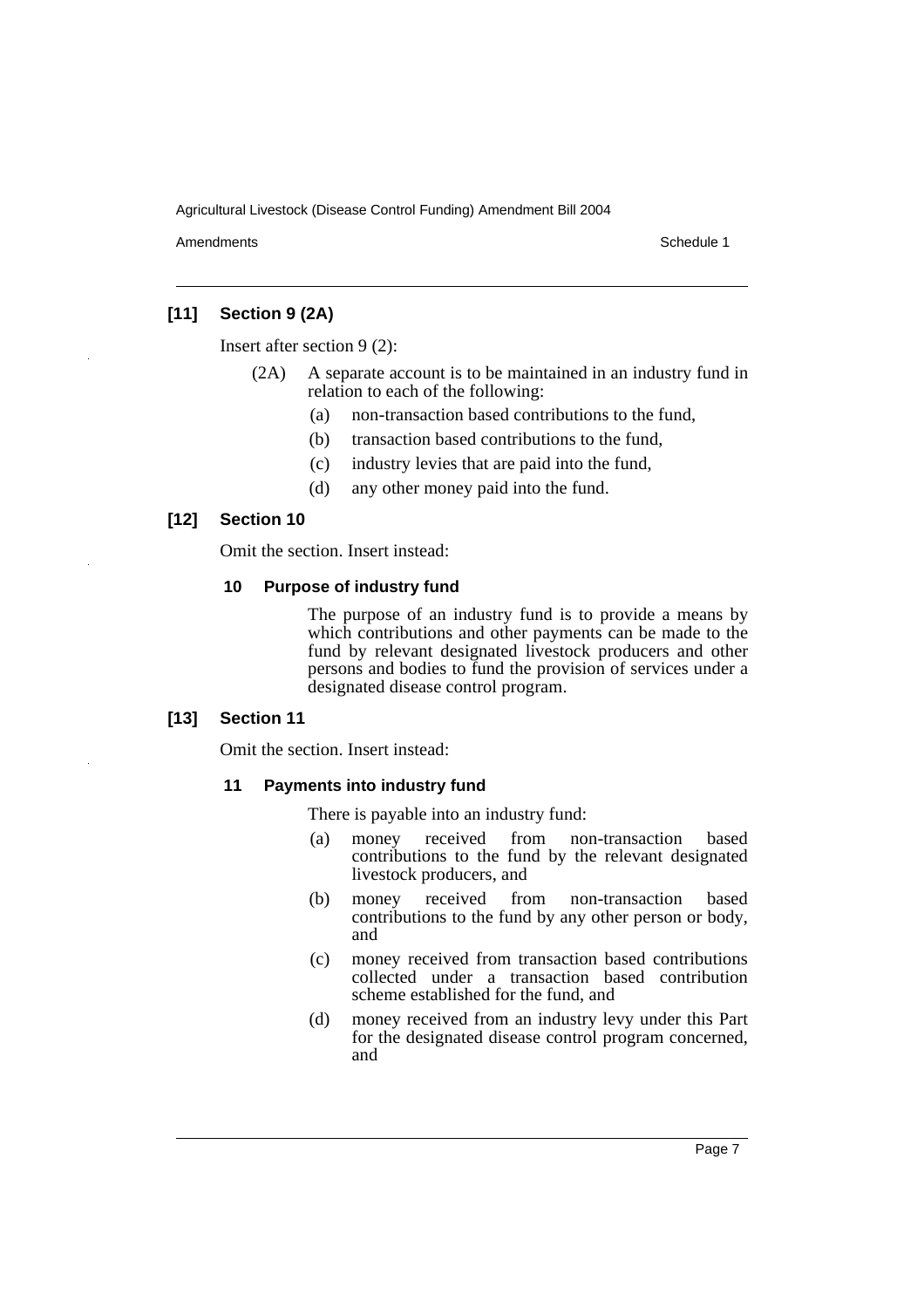### [11] Section 9 (2A)

Insert after section 9 (2):

(2A) A separate account is to be maintained in an industry fund in relation to each of the following:

- (a) non-transaction based contributions to the fund,
- (b) transaction based contributions to the fund,
- (c) industry levies that are paid into the fund,
- (d) any other money paid into the fund.

### [12] Section 10

Omit the section. Insert instead:

#### 10 Purpose of industry fund

The purpose of an industry fund is to provide a means by which contributions and other payments can be made to the fund by relevant designated livestock producers and other persons and bodies to fund the provision of services under a designated disease control program.

### [13] Section 11

Omit the section. Insert instead:

#### 11 Payments into industry fund

There is payable into an industry fund:

- (a) money received from non-transaction based contributions to the fund by the relevant designated livestock producers, and
- (b) money received from non-transaction based contributions to the fund by any other person or body, and
- (c) money received from transaction based contributions collected under a transaction based contribution scheme established for the fund, and
- (d) money received from an industry levy under this Part for the designated disease control program concerned, and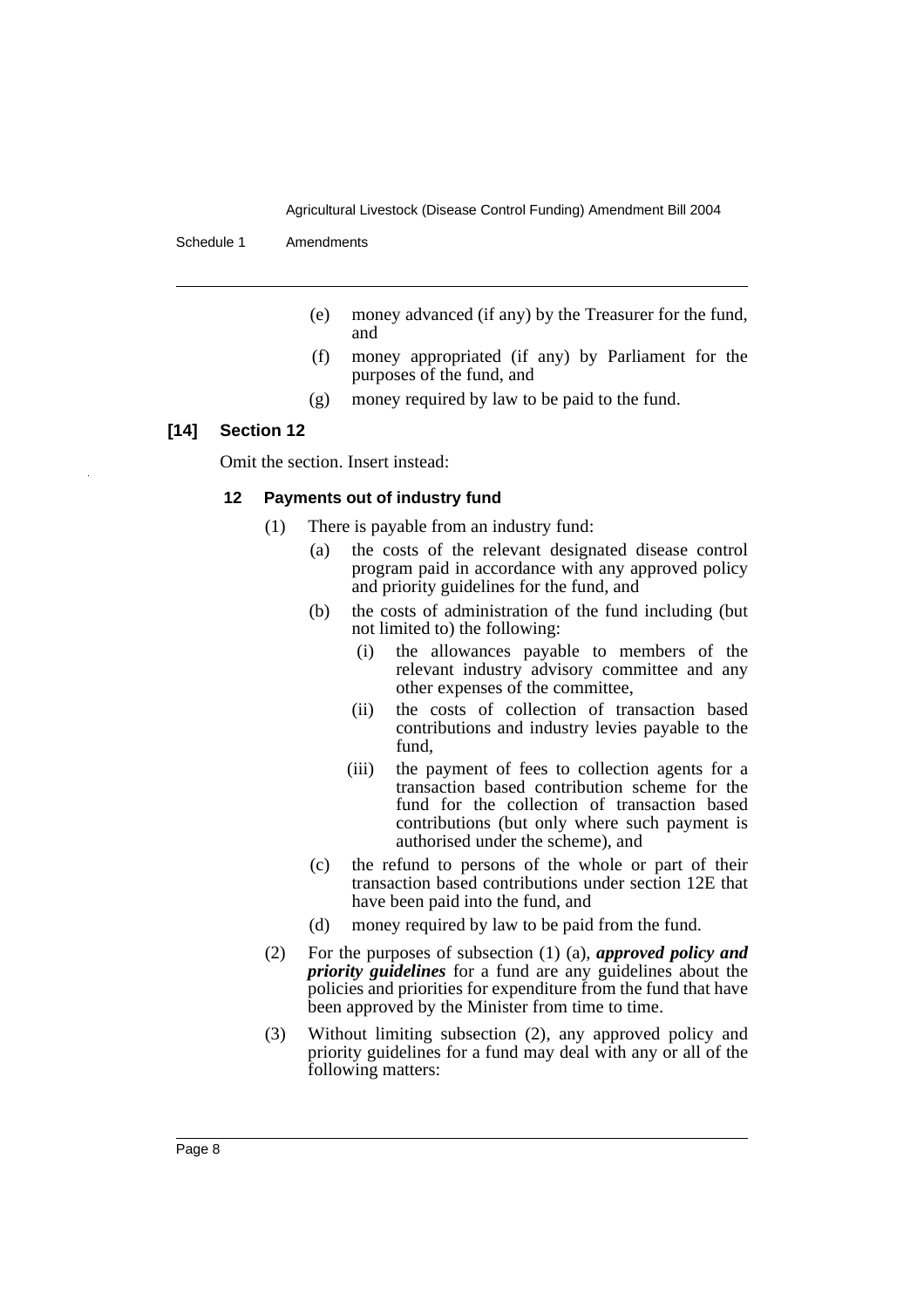- (e) money advanced (if any) by the Treasurer for the fund, and
- (f) money appropriated (if any) by Parliament for the purposes of the fund, and
- (g) money required by law to be paid to the fund.

### [14] Section 12

Omit the section. Insert instead:

#### 12 Payments out of industry fund

(1) There is payable from an industry fund:

- (a) the costs of the relevant designated disease control program paid in accordance with any approved policy and priority guidelines for the fund, and
- (b) the costs of administration of the fund including (but not limited to) the following:
  - (i) the allowances payable to members of the relevant industry advisory committee and any other expenses of the committee,
  - (ii) the costs of collection of transaction based contributions and industry levies payable to the fund,
  - (iii) the payment of fees to collection agents for a transaction based contribution scheme for the fund for the collection of transaction based contributions (but only where such payment is authorised under the scheme), and
- (c) the refund to persons of the whole or part of their transaction based contributions under section 12E that have been paid into the fund, and
- (d) money required by law to be paid from the fund.

(2) For the purposes of subsection (1) (a), ***approved policy and priority guidelines*** for a fund are any guidelines about the policies and priorities for expenditure from the fund that have been approved by the Minister from time to time.

(3) Without limiting subsection (2), any approved policy and priority guidelines for a fund may deal with any or all of the following matters: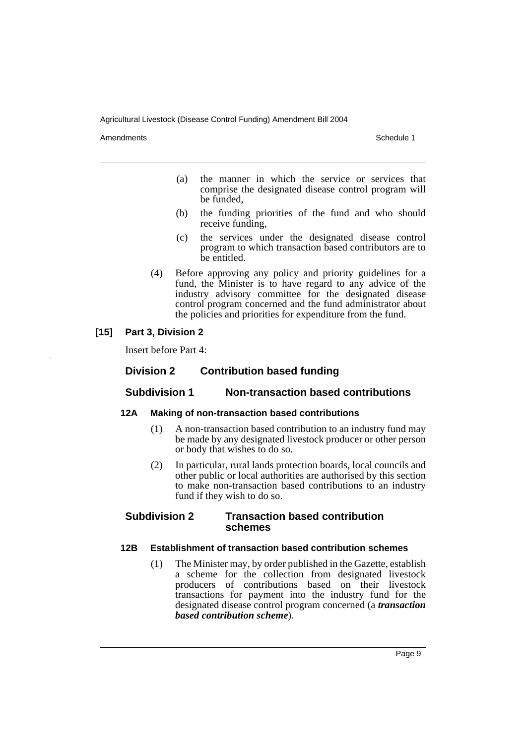(a) the manner in which the service or services that comprise the designated disease control program will be funded,

(b) the funding priorities of the fund and who should receive funding,

(c) the services under the designated disease control program to which transaction based contributors are to be entitled.

(4) Before approving any policy and priority guidelines for a fund, the Minister is to have regard to any advice of the industry advisory committee for the designated disease control program concerned and the fund administrator about the policies and priorities for expenditure from the fund.

**[15] Part 3, Division 2**

Insert before Part 4:

## Division 2 Contribution based funding

### Subdivision 1 Non-transaction based contributions

#### 12A Making of non-transaction based contributions

(1) A non-transaction based contribution to an industry fund may be made by any designated livestock producer or other person or body that wishes to do so.

(2) In particular, rural lands protection boards, local councils and other public or local authorities are authorised by this section to make non-transaction based contributions to an industry fund if they wish to do so.

### Subdivision 2 Transaction based contribution schemes

#### 12B Establishment of transaction based contribution schemes

(1) The Minister may, by order published in the Gazette, establish a scheme for the collection from designated livestock producers of contributions based on their livestock transactions for payment into the industry fund for the designated disease control program concerned (a ***transaction based contribution scheme***).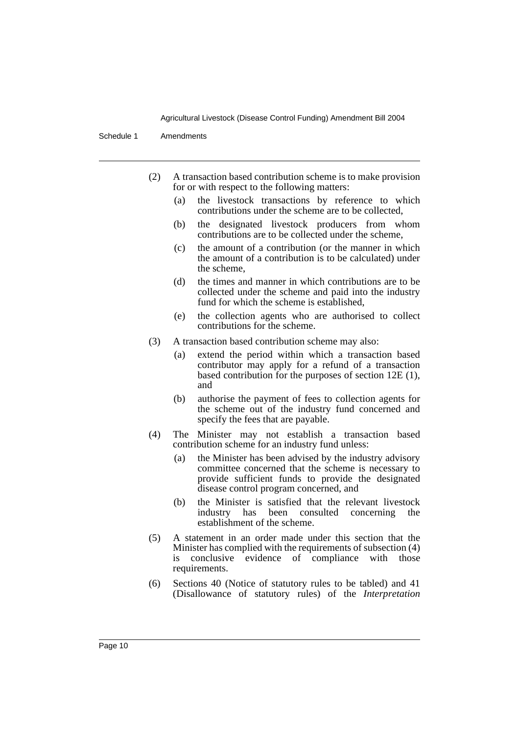(2) A transaction based contribution scheme is to make provision for or with respect to the following matters:

- (a) the livestock transactions by reference to which contributions under the scheme are to be collected,
- (b) the designated livestock producers from whom contributions are to be collected under the scheme,
- (c) the amount of a contribution (or the manner in which the amount of a contribution is to be calculated) under the scheme,
- (d) the times and manner in which contributions are to be collected under the scheme and paid into the industry fund for which the scheme is established,
- (e) the collection agents who are authorised to collect contributions for the scheme.

(3) A transaction based contribution scheme may also:

- (a) extend the period within which a transaction based contributor may apply for a refund of a transaction based contribution for the purposes of section 12E (1), and
- (b) authorise the payment of fees to collection agents for the scheme out of the industry fund concerned and specify the fees that are payable.

(4) The Minister may not establish a transaction based contribution scheme for an industry fund unless:

- (a) the Minister has been advised by the industry advisory committee concerned that the scheme is necessary to provide sufficient funds to provide the designated disease control program concerned, and
- (b) the Minister is satisfied that the relevant livestock industry has been consulted concerning the establishment of the scheme.

(5) A statement in an order made under this section that the Minister has complied with the requirements of subsection (4) is conclusive evidence of compliance with those requirements.

(6) Sections 40 (Notice of statutory rules to be tabled) and 41 (Disallowance of statutory rules) of the *Interpretation*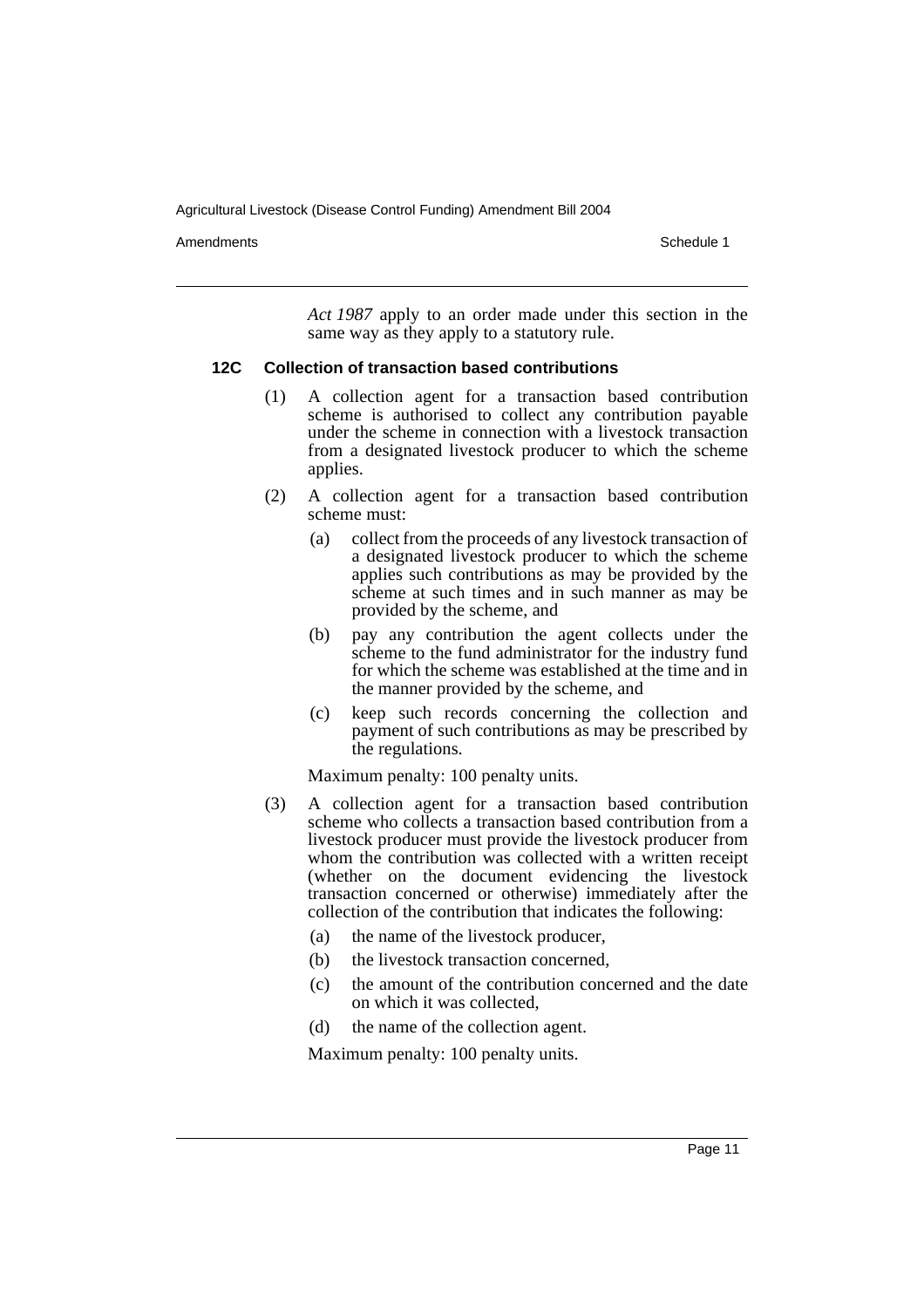*Act 1987* apply to an order made under this section in the same way as they apply to a statutory rule.

### 12C Collection of transaction based contributions

(1) A collection agent for a transaction based contribution scheme is authorised to collect any contribution payable under the scheme in connection with a livestock transaction from a designated livestock producer to which the scheme applies.

(2) A collection agent for a transaction based contribution scheme must:

- (a) collect from the proceeds of any livestock transaction of a designated livestock producer to which the scheme applies such contributions as may be provided by the scheme at such times and in such manner as may be provided by the scheme, and
- (b) pay any contribution the agent collects under the scheme to the fund administrator for the industry fund for which the scheme was established at the time and in the manner provided by the scheme, and
- (c) keep such records concerning the collection and payment of such contributions as may be prescribed by the regulations.

Maximum penalty: 100 penalty units.

(3) A collection agent for a transaction based contribution scheme who collects a transaction based contribution from a livestock producer must provide the livestock producer from whom the contribution was collected with a written receipt (whether on the document evidencing the livestock transaction concerned or otherwise) immediately after the collection of the contribution that indicates the following:

- (a) the name of the livestock producer,
- (b) the livestock transaction concerned,
- (c) the amount of the contribution concerned and the date on which it was collected,
- (d) the name of the collection agent.

Maximum penalty: 100 penalty units.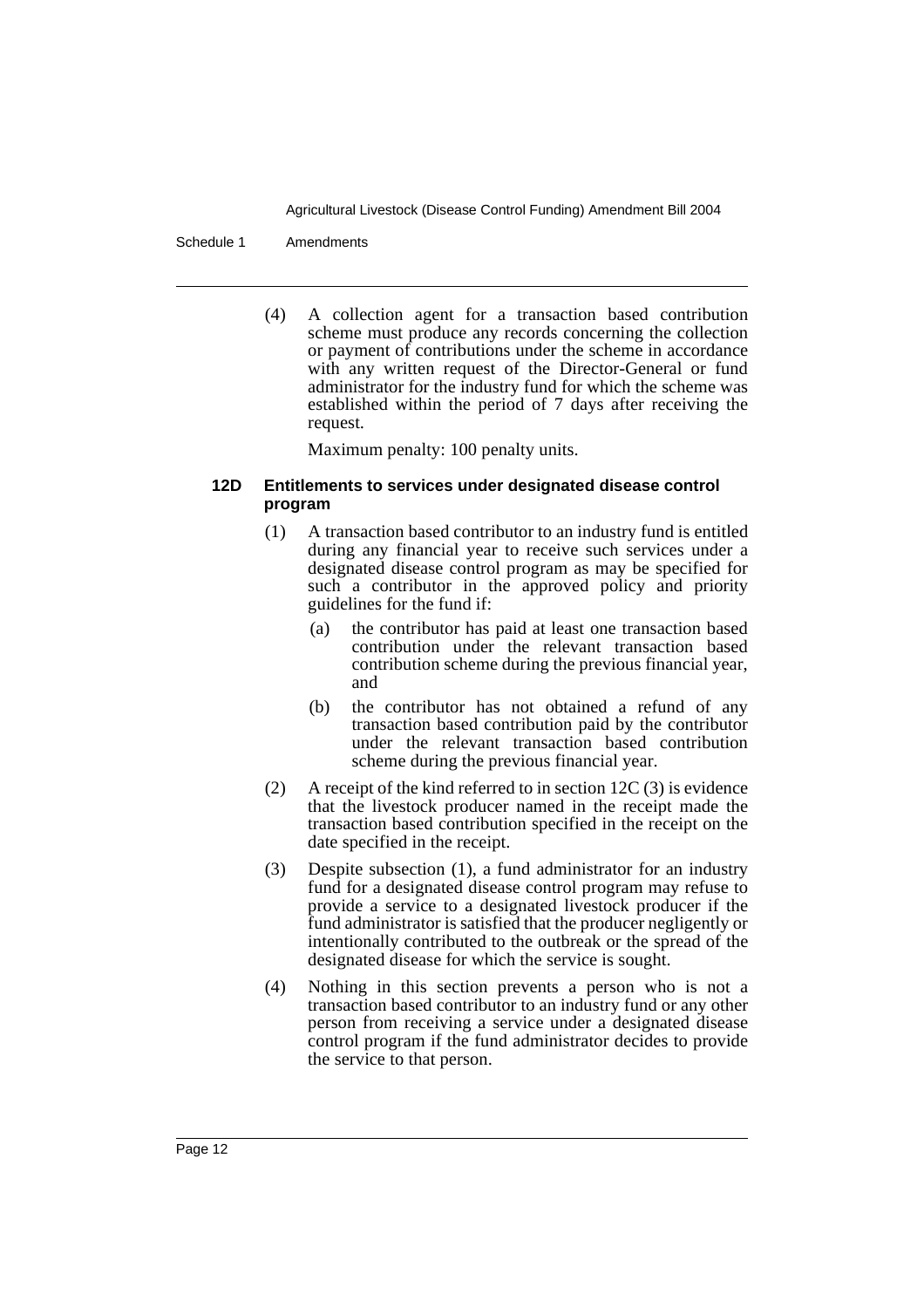(4) A collection agent for a transaction based contribution scheme must produce any records concerning the collection or payment of contributions under the scheme in accordance with any written request of the Director-General or fund administrator for the industry fund for which the scheme was established within the period of 7 days after receiving the request.

Maximum penalty: 100 penalty units.

### 12D Entitlements to services under designated disease control program

(1) A transaction based contributor to an industry fund is entitled during any financial year to receive such services under a designated disease control program as may be specified for such a contributor in the approved policy and priority guidelines for the fund if:

- (a) the contributor has paid at least one transaction based contribution under the relevant transaction based contribution scheme during the previous financial year, and
- (b) the contributor has not obtained a refund of any transaction based contribution paid by the contributor under the relevant transaction based contribution scheme during the previous financial year.

(2) A receipt of the kind referred to in section 12C (3) is evidence that the livestock producer named in the receipt made the transaction based contribution specified in the receipt on the date specified in the receipt.

(3) Despite subsection (1), a fund administrator for an industry fund for a designated disease control program may refuse to provide a service to a designated livestock producer if the fund administrator is satisfied that the producer negligently or intentionally contributed to the outbreak or the spread of the designated disease for which the service is sought.

(4) Nothing in this section prevents a person who is not a transaction based contributor to an industry fund or any other person from receiving a service under a designated disease control program if the fund administrator decides to provide the service to that person.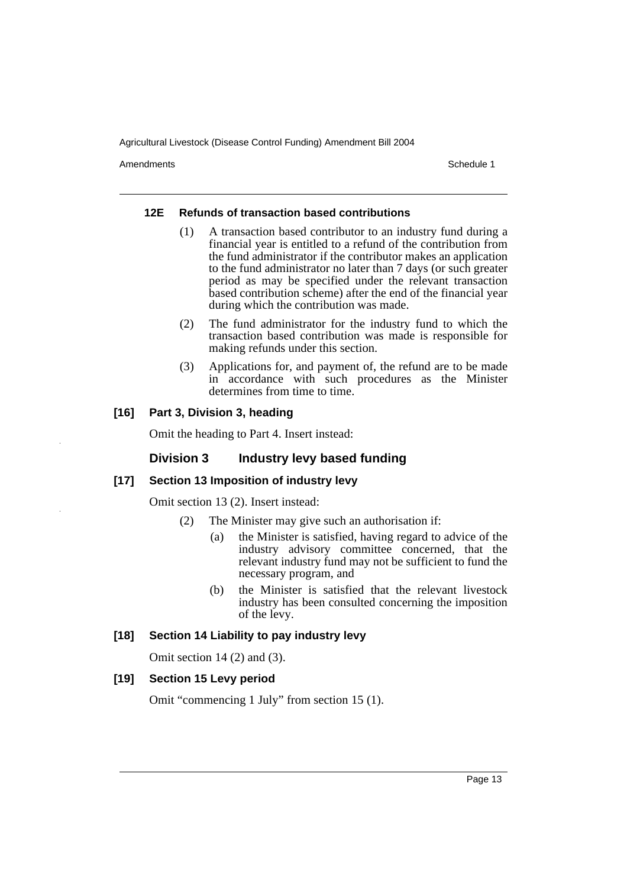#### 12E Refunds of transaction based contributions

(1) A transaction based contributor to an industry fund during a financial year is entitled to a refund of the contribution from the fund administrator if the contributor makes an application to the fund administrator no later than 7 days (or such greater period as may be specified under the relevant transaction based contribution scheme) after the end of the financial year during which the contribution was made.

(2) The fund administrator for the industry fund to which the transaction based contribution was made is responsible for making refunds under this section.

(3) Applications for, and payment of, the refund are to be made in accordance with such procedures as the Minister determines from time to time.

### [16] Part 3, Division 3, heading

Omit the heading to Part 4. Insert instead:

#### Division 3 Industry levy based funding

### [17] Section 13 Imposition of industry levy

Omit section 13 (2). Insert instead:

(2) The Minister may give such an authorisation if:

(a) the Minister is satisfied, having regard to advice of the industry advisory committee concerned, that the relevant industry fund may not be sufficient to fund the necessary program, and

(b) the Minister is satisfied that the relevant livestock industry has been consulted concerning the imposition of the levy.

### [18] Section 14 Liability to pay industry levy

Omit section 14 (2) and (3).

### [19] Section 15 Levy period

Omit "commencing 1 July" from section 15 (1).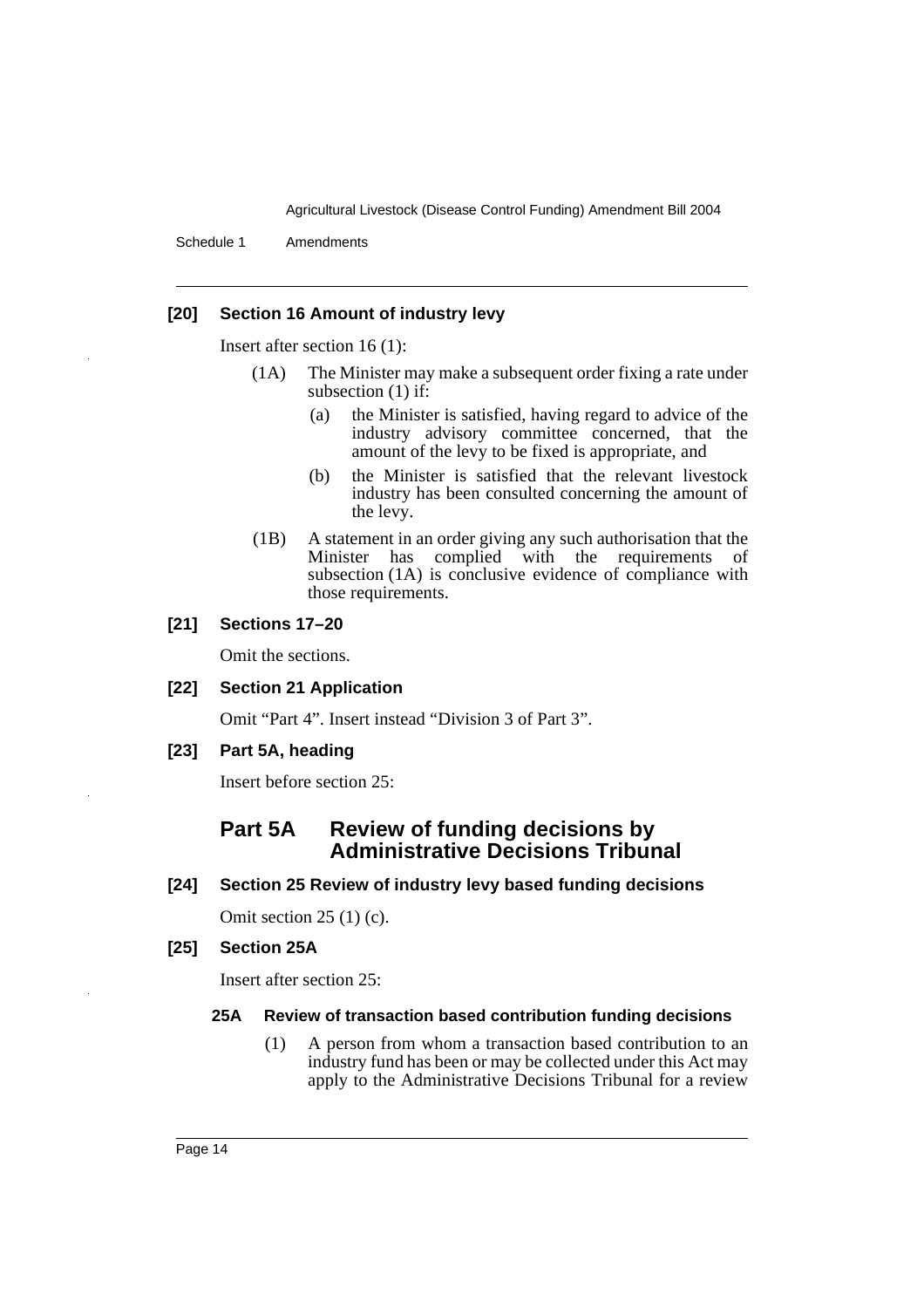**[20] Section 16 Amount of industry levy**

Insert after section 16 (1):

(1A) The Minister may make a subsequent order fixing a rate under subsection (1) if:

(a) the Minister is satisfied, having regard to advice of the industry advisory committee concerned, that the amount of the levy to be fixed is appropriate, and

(b) the Minister is satisfied that the relevant livestock industry has been consulted concerning the amount of the levy.

(1B) A statement in an order giving any such authorisation that the Minister has complied with the requirements of subsection (1A) is conclusive evidence of compliance with those requirements.

**[21] Sections 17–20**

Omit the sections.

**[22] Section 21 Application**

Omit "Part 4". Insert instead "Division 3 of Part 3".

**[23] Part 5A, heading**

Insert before section 25:

## Part 5A Review of funding decisions by Administrative Decisions Tribunal

**[24] Section 25 Review of industry levy based funding decisions**

Omit section 25 (1) (c).

**[25] Section 25A**

Insert after section 25:

**25A Review of transaction based contribution funding decisions**

(1) A person from whom a transaction based contribution to an industry fund has been or may be collected under this Act may apply to the Administrative Decisions Tribunal for a review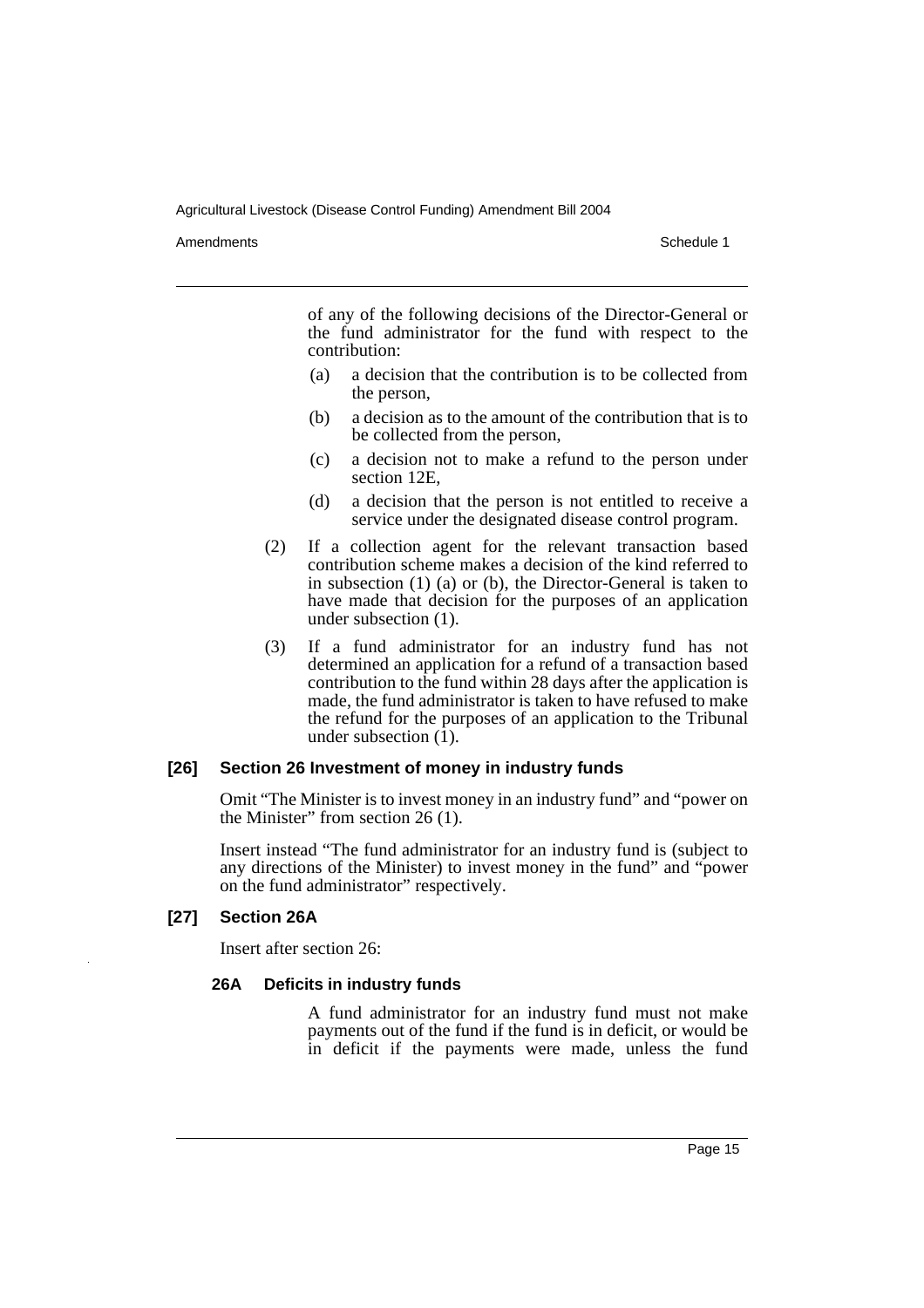of any of the following decisions of the Director-General or the fund administrator for the fund with respect to the contribution:

(a) a decision that the contribution is to be collected from the person,

(b) a decision as to the amount of the contribution that is to be collected from the person,

(c) a decision not to make a refund to the person under section 12E,

(d) a decision that the person is not entitled to receive a service under the designated disease control program.

(2) If a collection agent for the relevant transaction based contribution scheme makes a decision of the kind referred to in subsection (1) (a) or (b), the Director-General is taken to have made that decision for the purposes of an application under subsection (1).

(3) If a fund administrator for an industry fund has not determined an application for a refund of a transaction based contribution to the fund within 28 days after the application is made, the fund administrator is taken to have refused to make the refund for the purposes of an application to the Tribunal under subsection (1).

### [26] Section 26 Investment of money in industry funds

Omit "The Minister is to invest money in an industry fund" and "power on the Minister" from section 26 (1).

Insert instead "The fund administrator for an industry fund is (subject to any directions of the Minister) to invest money in the fund" and "power on the fund administrator" respectively.

### [27] Section 26A

Insert after section 26:

#### 26A Deficits in industry funds

A fund administrator for an industry fund must not make payments out of the fund if the fund is in deficit, or would be in deficit if the payments were made, unless the fund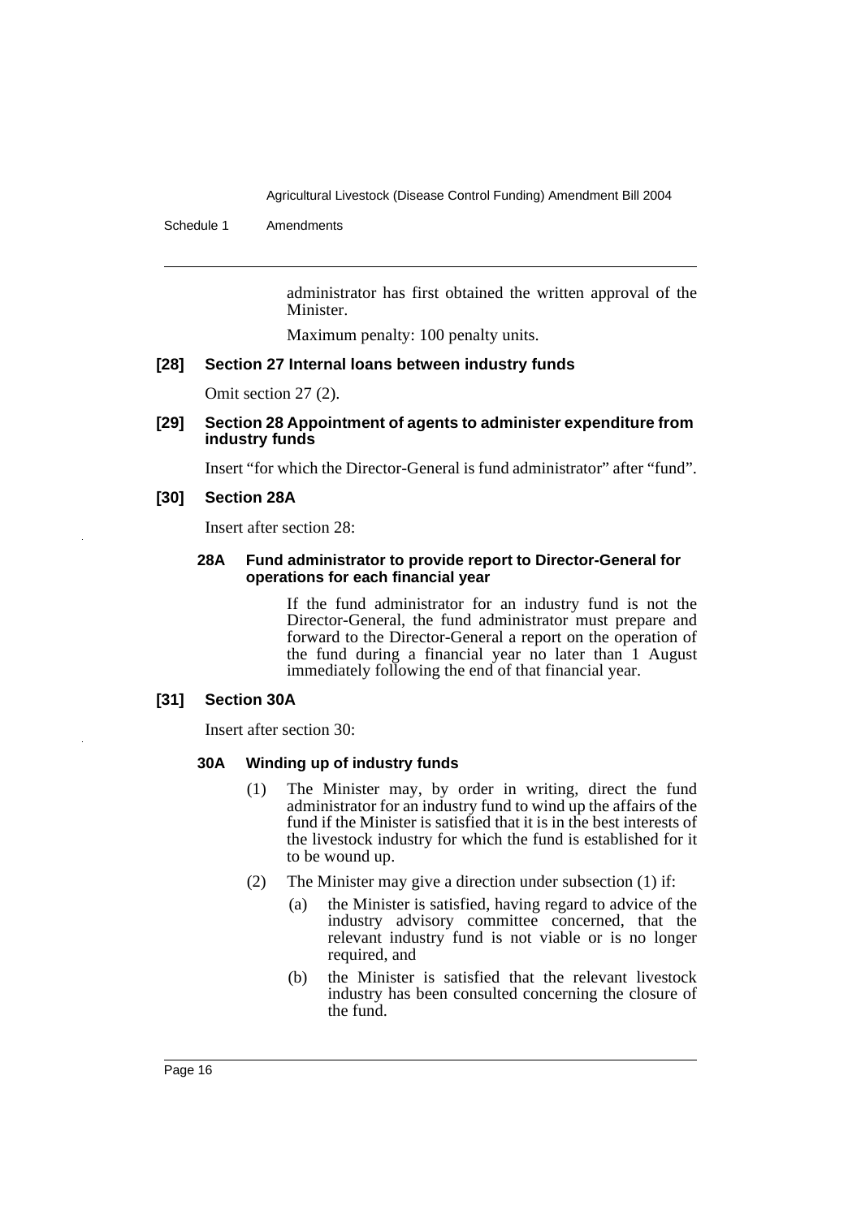administrator has first obtained the written approval of the Minister.

Maximum penalty: 100 penalty units.

### [28] Section 27 Internal loans between industry funds

Omit section 27 (2).

### [29] Section 28 Appointment of agents to administer expenditure from industry funds

Insert "for which the Director-General is fund administrator" after "fund".

### [30] Section 28A

Insert after section 28:

#### 28A Fund administrator to provide report to Director-General for operations for each financial year

If the fund administrator for an industry fund is not the Director-General, the fund administrator must prepare and forward to the Director-General a report on the operation of the fund during a financial year no later than 1 August immediately following the end of that financial year.

### [31] Section 30A

Insert after section 30:

#### 30A Winding up of industry funds

(1) The Minister may, by order in writing, direct the fund administrator for an industry fund to wind up the affairs of the fund if the Minister is satisfied that it is in the best interests of the livestock industry for which the fund is established for it to be wound up.

(2) The Minister may give a direction under subsection (1) if:

- (a) the Minister is satisfied, having regard to advice of the industry advisory committee concerned, that the relevant industry fund is not viable or is no longer required, and
- (b) the Minister is satisfied that the relevant livestock industry has been consulted concerning the closure of the fund.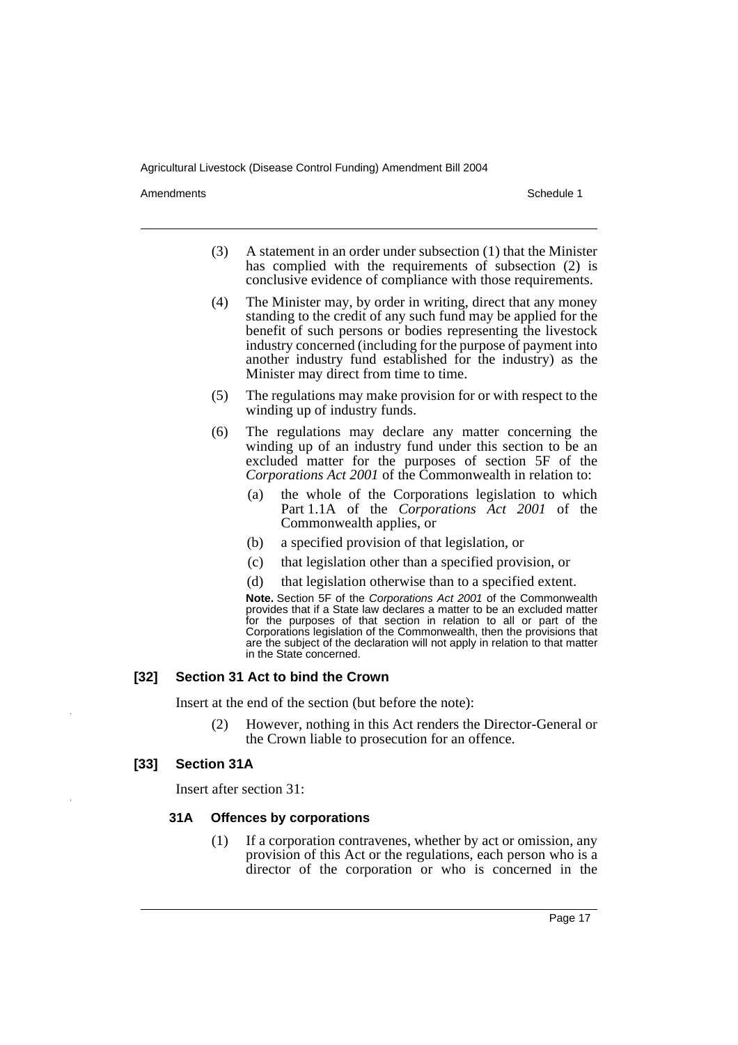(3) A statement in an order under subsection (1) that the Minister has complied with the requirements of subsection (2) is conclusive evidence of compliance with those requirements.

(4) The Minister may, by order in writing, direct that any money standing to the credit of any such fund may be applied for the benefit of such persons or bodies representing the livestock industry concerned (including for the purpose of payment into another industry fund established for the industry) as the Minister may direct from time to time.

(5) The regulations may make provision for or with respect to the winding up of industry funds.

(6) The regulations may declare any matter concerning the winding up of an industry fund under this section to be an excluded matter for the purposes of section 5F of the *Corporations Act 2001* of the Commonwealth in relation to:

(a) the whole of the Corporations legislation to which Part 1.1A of the *Corporations Act 2001* of the Commonwealth applies, or

(b) a specified provision of that legislation, or

(c) that legislation other than a specified provision, or

(d) that legislation otherwise than to a specified extent.

**Note.** Section 5F of the *Corporations Act 2001* of the Commonwealth provides that if a State law declares a matter to be an excluded matter for the purposes of that section in relation to all or part of the Corporations legislation of the Commonwealth, then the provisions that are the subject of the declaration will not apply in relation to that matter in the State concerned.

### [32] Section 31 Act to bind the Crown

Insert at the end of the section (but before the note):

(2) However, nothing in this Act renders the Director-General or the Crown liable to prosecution for an offence.

### [33] Section 31A

Insert after section 31:

#### 31A Offences by corporations

(1) If a corporation contravenes, whether by act or omission, any provision of this Act or the regulations, each person who is a director of the corporation or who is concerned in the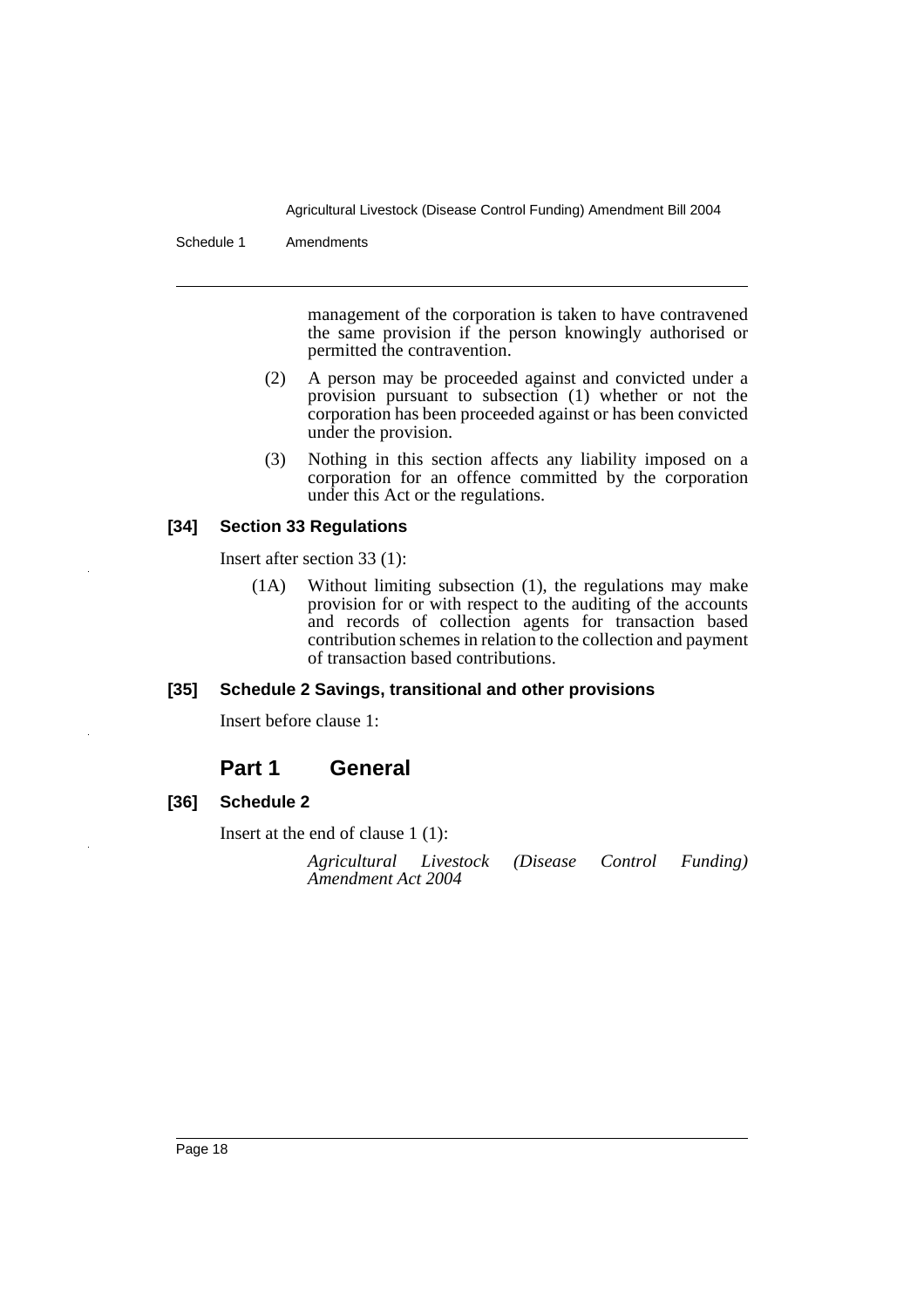management of the corporation is taken to have contravened the same provision if the person knowingly authorised or permitted the contravention.

(2) A person may be proceeded against and convicted under a provision pursuant to subsection (1) whether or not the corporation has been proceeded against or has been convicted under the provision.

(3) Nothing in this section affects any liability imposed on a corporation for an offence committed by the corporation under this Act or the regulations.

#### [34] Section 33 Regulations

Insert after section 33 (1):

(1A) Without limiting subsection (1), the regulations may make provision for or with respect to the auditing of the accounts and records of collection agents for transaction based contribution schemes in relation to the collection and payment of transaction based contributions.

#### [35] Schedule 2 Savings, transitional and other provisions

Insert before clause 1:

## Part 1 General

#### [36] Schedule 2

Insert at the end of clause 1 (1):

*Agricultural Livestock (Disease Control Funding) Amendment Act 2004*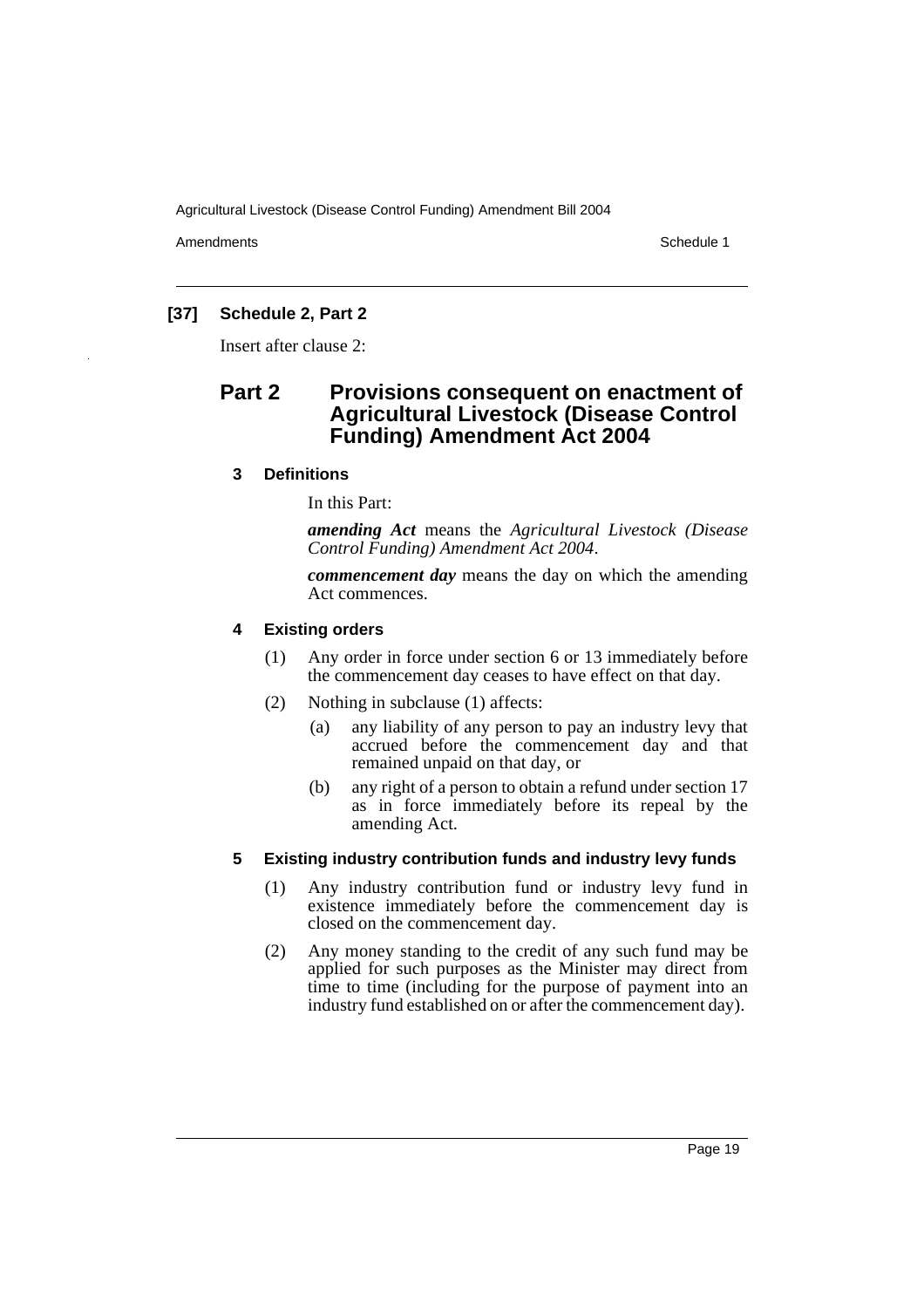**[37] Schedule 2, Part 2**

Insert after clause 2:

## Part 2 Provisions consequent on enactment of Agricultural Livestock (Disease Control Funding) Amendment Act 2004

### 3 Definitions

In this Part:

***amending Act*** means the *Agricultural Livestock (Disease Control Funding) Amendment Act 2004*.

***commencement day*** means the day on which the amending Act commences.

### 4 Existing orders

(1) Any order in force under section 6 or 13 immediately before the commencement day ceases to have effect on that day.

(2) Nothing in subclause (1) affects:

(a) any liability of any person to pay an industry levy that accrued before the commencement day and that remained unpaid on that day, or

(b) any right of a person to obtain a refund under section 17 as in force immediately before its repeal by the amending Act.

### 5 Existing industry contribution funds and industry levy funds

(1) Any industry contribution fund or industry levy fund in existence immediately before the commencement day is closed on the commencement day.

(2) Any money standing to the credit of any such fund may be applied for such purposes as the Minister may direct from time to time (including for the purpose of payment into an industry fund established on or after the commencement day).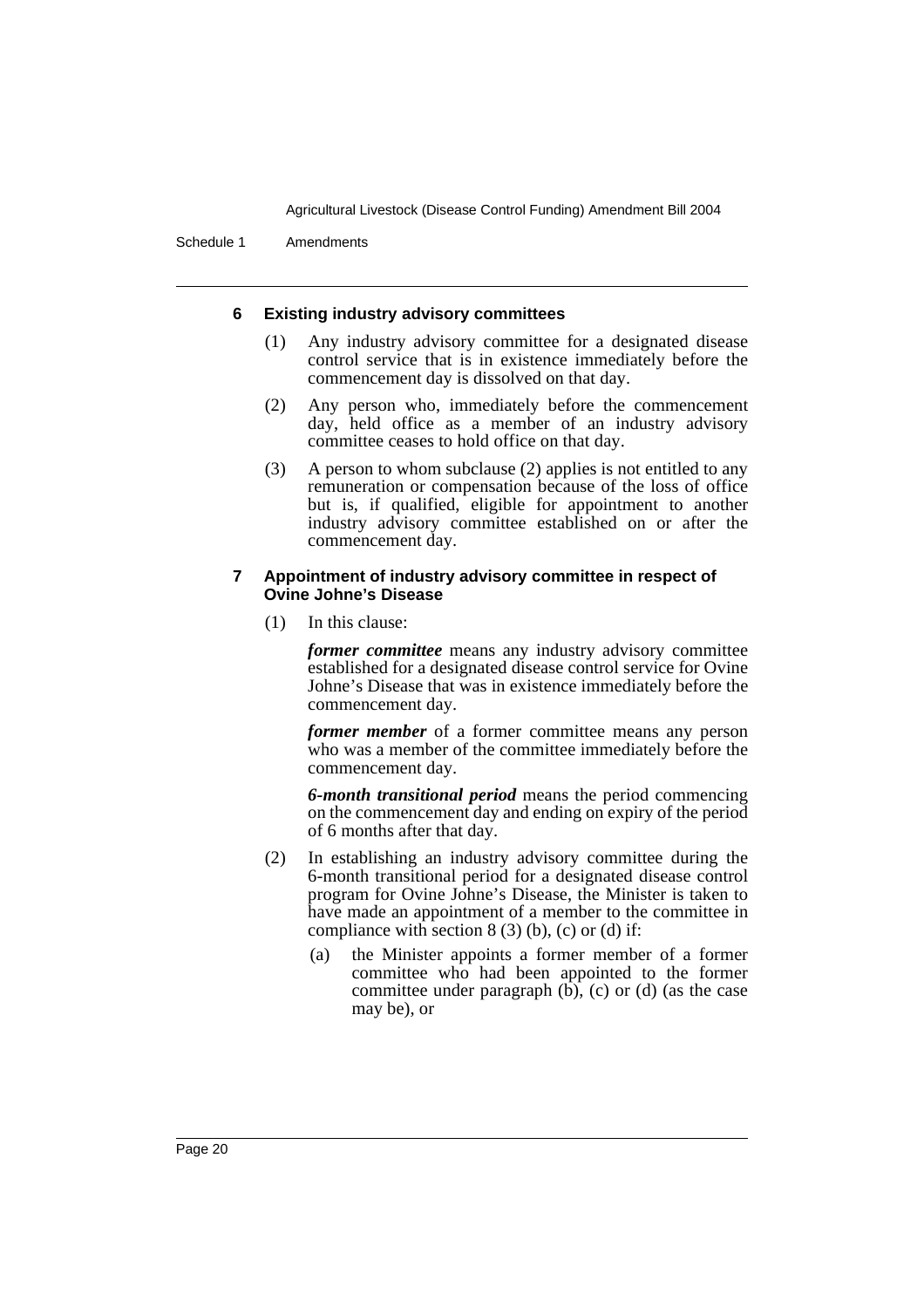### 6 Existing industry advisory committees

(1) Any industry advisory committee for a designated disease control service that is in existence immediately before the commencement day is dissolved on that day.

(2) Any person who, immediately before the commencement day, held office as a member of an industry advisory committee ceases to hold office on that day.

(3) A person to whom subclause (2) applies is not entitled to any remuneration or compensation because of the loss of office but is, if qualified, eligible for appointment to another industry advisory committee established on or after the commencement day.

### 7 Appointment of industry advisory committee in respect of Ovine Johne's Disease

(1) In this clause:

***former committee*** means any industry advisory committee established for a designated disease control service for Ovine Johne's Disease that was in existence immediately before the commencement day.

***former member*** of a former committee means any person who was a member of the committee immediately before the commencement day.

***6-month transitional period*** means the period commencing on the commencement day and ending on expiry of the period of 6 months after that day.

(2) In establishing an industry advisory committee during the 6-month transitional period for a designated disease control program for Ovine Johne's Disease, the Minister is taken to have made an appointment of a member to the committee in compliance with section 8 (3) (b), (c) or (d) if:

(a) the Minister appoints a former member of a former committee who had been appointed to the former committee under paragraph (b), (c) or (d) (as the case may be), or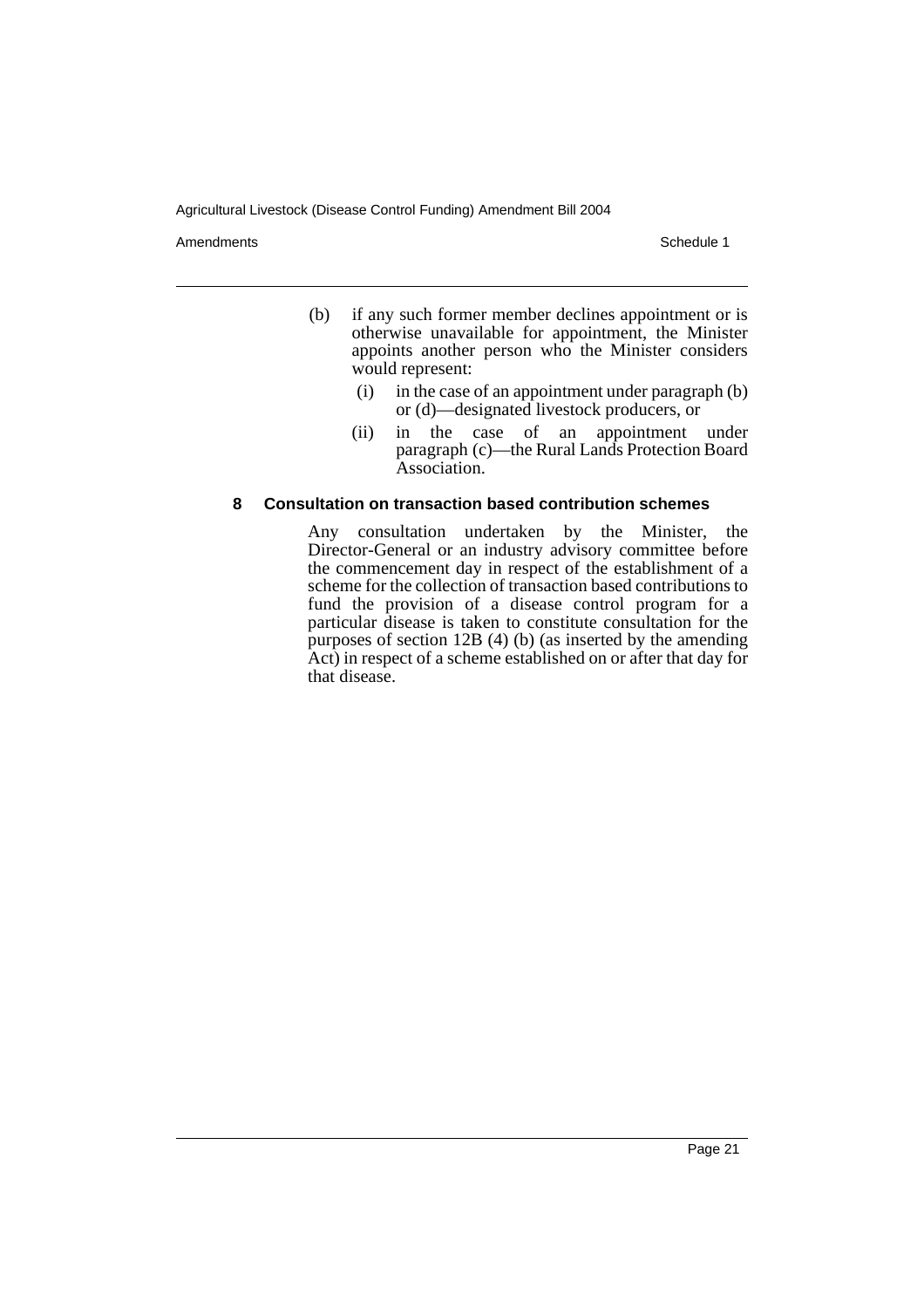(b) if any such former member declines appointment or is otherwise unavailable for appointment, the Minister appoints another person who the Minister considers would represent:

  (i) in the case of an appointment under paragraph (b) or (d)—designated livestock producers, or

  (ii) in the case of an appointment under paragraph (c)—the Rural Lands Protection Board Association.

### 8 Consultation on transaction based contribution schemes

Any consultation undertaken by the Minister, the Director-General or an industry advisory committee before the commencement day in respect of the establishment of a scheme for the collection of transaction based contributions to fund the provision of a disease control program for a particular disease is taken to constitute consultation for the purposes of section 12B (4) (b) (as inserted by the amending Act) in respect of a scheme established on or after that day for that disease.